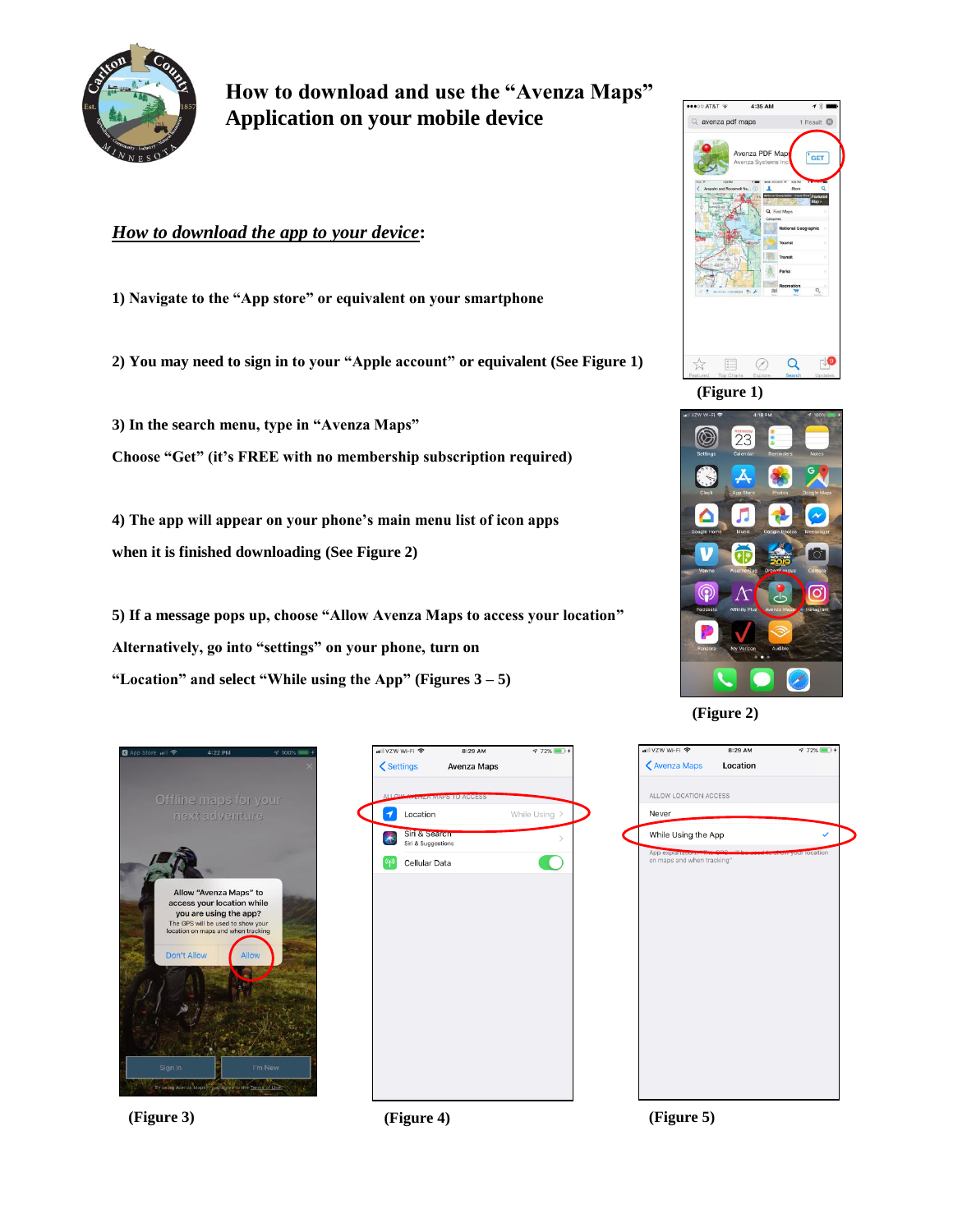# How to download and use the "Avenza Maps" Application on your mobile device

## *How to download the app to your device*:

1) Navigate to the "App store" or equivalent on your smartphone

2) You may need to sign in to your "Apple account" or equivalent (See Figure 1)

3) In the search menu, type in "Avenza Maps"

Choose "Get" (it's FREE with no membership subscription required)

4) The app will appear on your phone's main menu list of icon apps when it is finished downloading (See Figure 2)

5) If a message pops up, choose "Allow Avenza Maps to access your location"

Alternatively, go into "settings" on your phone, turn on "Location" and select "While using the App" (Figures 3 – 5)

(Figure 1)

(Figure 2)

(Figure 3)

(Figure 4)

(Figure 5)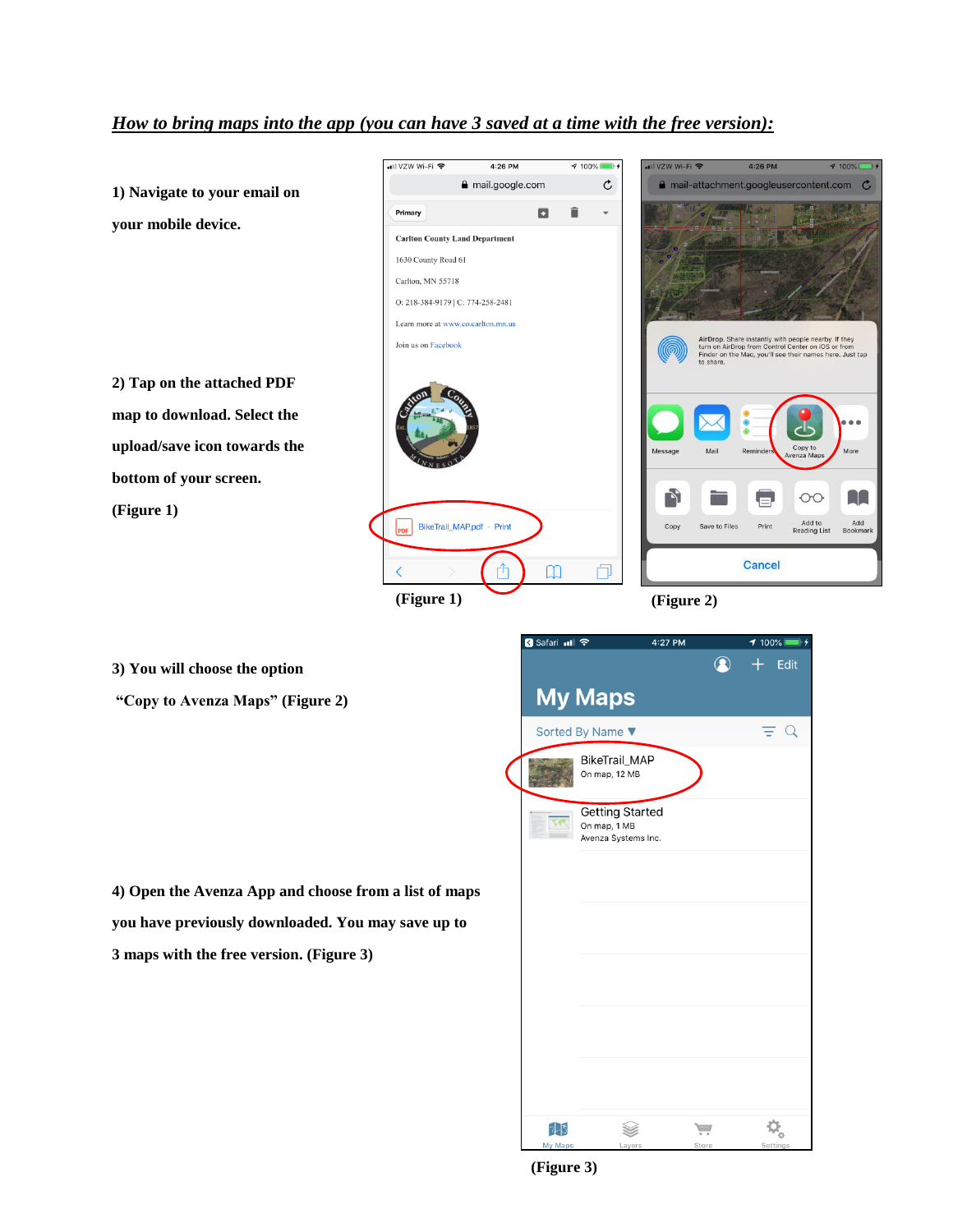***How to bring maps into the app (you can have 3 saved at a time with the free version):***

**1) Navigate to your email on your mobile device.**

**2) Tap on the attached PDF map to download. Select the upload/save icon towards the bottom of your screen. (Figure 1)**

**(Figure 1)**

**(Figure 2)**

**3) You will choose the option "Copy to Avenza Maps" (Figure 2)**

**4) Open the Avenza App and choose from a list of maps you have previously downloaded. You may save up to 3 maps with the free version. (Figure 3)**

**(Figure 3)**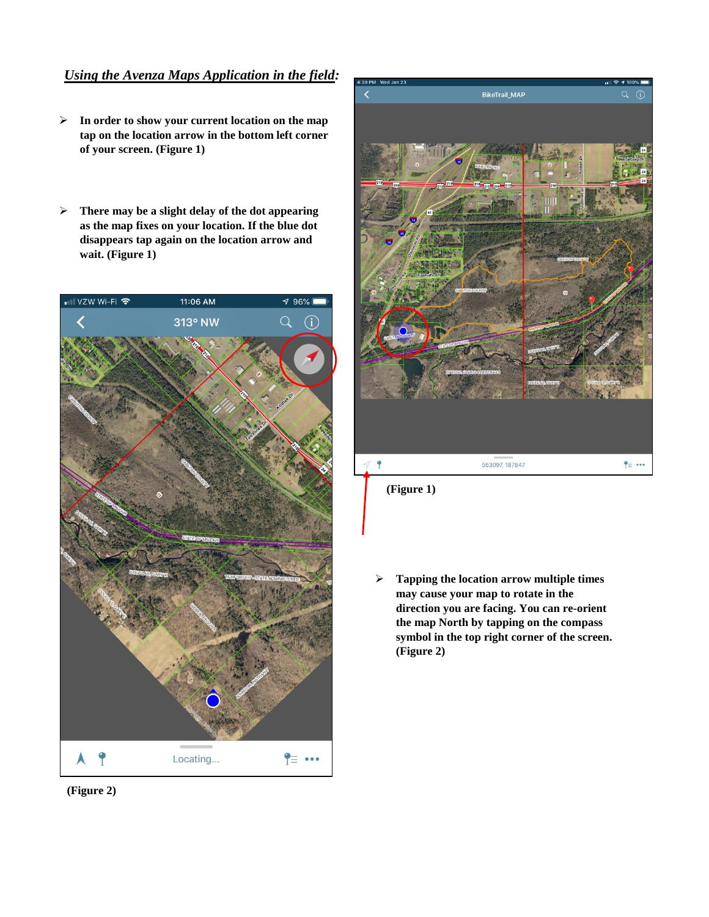***Using the Avenza Maps Application in the field:***

- **In order to show your current location on the map tap on the location arrow in the bottom left corner of your screen. (Figure 1)**

- **There may be a slight delay of the dot appearing as the map fixes on your location. If the blue dot disappears tap again on the location arrow and wait. (Figure 1)**

**(Figure 1)**

- **Tapping the location arrow multiple times may cause your map to rotate in the direction you are facing. You can re-orient the map North by tapping on the compass symbol in the top right corner of the screen. (Figure 2)**

**(Figure 2)**